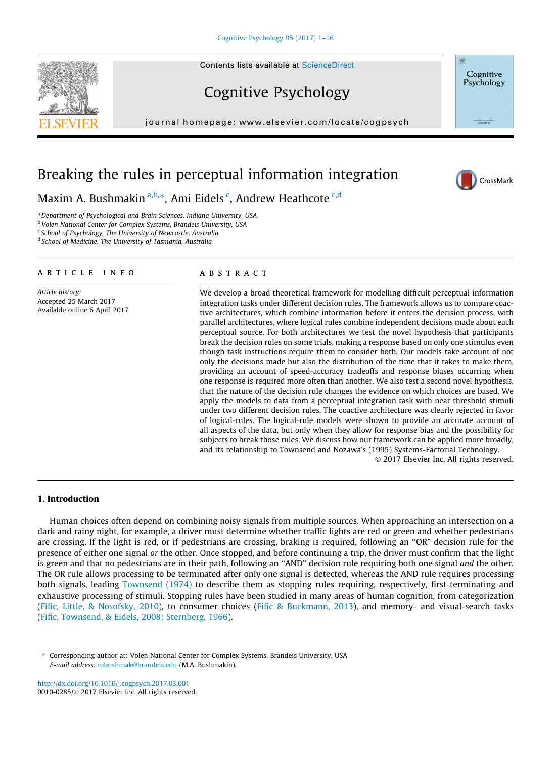# Breaking the rules in perceptual information integration

Maxim A. Bushmakin [a,b,*], Ami Eidels [c], Andrew Heathcote [c,d]

[a] Department of Psychological and Brain Sciences, Indiana University, USA
[b] Volen National Center for Complex Systems, Brandeis University, USA
[c] School of Psychology, The University of Newcastle, Australia
[d] School of Medicine, The University of Tasmania, Australia

## ARTICLE INFO

*Article history:*
Accepted 25 March 2017
Available online 6 April 2017

## ABSTRACT

We develop a broad theoretical framework for modelling difficult perceptual information integration tasks under different decision rules. The framework allows us to compare coactive architectures, which combine information before it enters the decision process, with parallel architectures, where logical rules combine independent decisions made about each perceptual source. For both architectures we test the novel hypothesis that participants break the decision rules on some trials, making a response based on only one stimulus even though task instructions require them to consider both. Our models take account of not only the decisions made but also the distribution of the time that it takes to make them, providing an account of speed-accuracy tradeoffs and response biases occurring when one response is required more often than another. We also test a second novel hypothesis, that the nature of the decision rule changes the evidence on which choices are based. We apply the models to data from a perceptual integration task with near threshold stimuli under two different decision rules. The coactive architecture was clearly rejected in favor of logical-rules. The logical-rule models were shown to provide an accurate account of all aspects of the data, but only when they allow for response bias and the possibility for subjects to break those rules. We discuss how our framework can be applied more broadly, and its relationship to Townsend and Nozawa's (1995) Systems-Factorial Technology.

© 2017 Elsevier Inc. All rights reserved.

## 1. Introduction

Human choices often depend on combining noisy signals from multiple sources. When approaching an intersection on a dark and rainy night, for example, a driver must determine whether traffic lights are red or green and whether pedestrians are crossing. If the light is red, or if pedestrians are crossing, braking is required, following an "OR" decision rule for the presence of either one signal *or* the other. Once stopped, and before continuing a trip, the driver must confirm that the light is green and that no pedestrians are in their path, following an "AND" decision rule requiring both one signal *and* the other. The OR rule allows processing to be terminated after only one signal is detected, whereas the AND rule requires processing both signals, leading Townsend (1974) to describe them as stopping rules requiring, respectively, first-terminating and exhaustive processing of stimuli. Stopping rules have been studied in many areas of human cognition, from categorization (Fific, Little, & Nosofsky, 2010), to consumer choices (Fific & Buckmann, 2013), and memory- and visual-search tasks (Fific, Townsend, & Eidels, 2008; Sternberg, 1966).

* Corresponding author at: Volen National Center for Complex Systems, Brandeis University, USA
*E-mail address:* mbushmak@brandeis.edu (M.A. Bushmakin).

http://dx.doi.org/10.1016/j.cogpsych.2017.03.001
0010-0285/© 2017 Elsevier Inc. All rights reserved.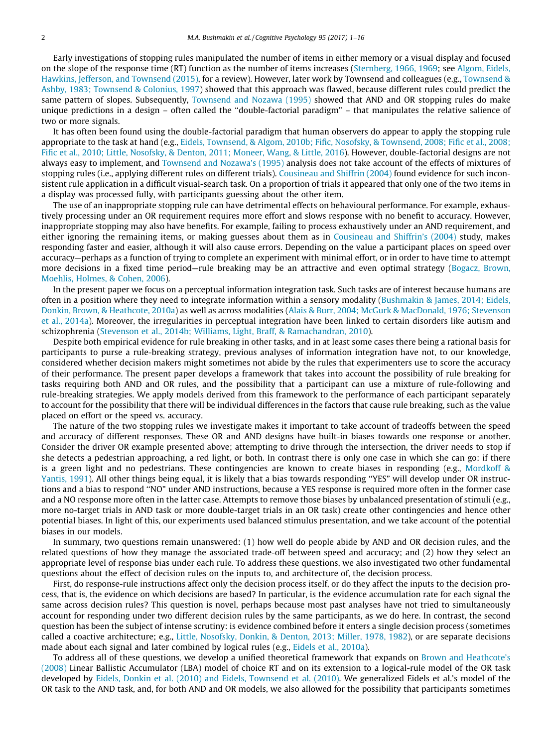Early investigations of stopping rules manipulated the number of items in either memory or a visual display and focused on the slope of the response time (RT) function as the number of items increases (Sternberg, 1966, 1969; see Algom, Eidels, Hawkins, Jefferson, and Townsend (2015), for a review). However, later work by Townsend and colleagues (e.g., Townsend & Ashby, 1983; Townsend & Colonius, 1997) showed that this approach was flawed, because different rules could predict the same pattern of slopes. Subsequently, Townsend and Nozawa (1995) showed that AND and OR stopping rules do make unique predictions in a design – often called the "double-factorial paradigm" – that manipulates the relative salience of two or more signals.

It has often been found using the double-factorial paradigm that human observers do appear to apply the stopping rule appropriate to the task at hand (e.g., Eidels, Townsend, & Algom, 2010b; Fific, Nosofsky, & Townsend, 2008; Fific et al., 2008; Fific et al., 2010; Little, Nosofsky, & Denton, 2011; Moneer, Wang, & Little, 2016). However, double-factorial designs are not always easy to implement, and Townsend and Nozawa's (1995) analysis does not take account of the effects of mixtures of stopping rules (i.e., applying different rules on different trials). Cousineau and Shiffrin (2004) found evidence for such inconsistent rule application in a difficult visual-search task. On a proportion of trials it appeared that only one of the two items in a display was processed fully, with participants guessing about the other item.

The use of an inappropriate stopping rule can have detrimental effects on behavioural performance. For example, exhaustively processing under an OR requirement requires more effort and slows response with no benefit to accuracy. However, inappropriate stopping may also have benefits. For example, failing to process exhaustively under an AND requirement, and either ignoring the remaining items, or making guesses about them as in Cousineau and Shiffrin's (2004) study, makes responding faster and easier, although it will also cause errors. Depending on the value a participant places on speed over accuracy—perhaps as a function of trying to complete an experiment with minimal effort, or in order to have time to attempt more decisions in a fixed time period—rule breaking may be an attractive and even optimal strategy (Bogacz, Brown, Moehlis, Holmes, & Cohen, 2006).

In the present paper we focus on a perceptual information integration task. Such tasks are of interest because humans are often in a position where they need to integrate information within a sensory modality (Bushmakin & James, 2014; Eidels, Donkin, Brown, & Heathcote, 2010a) as well as across modalities (Alais & Burr, 2004; McGurk & MacDonald, 1976; Stevenson et al., 2014a). Moreover, the irregularities in perceptual integration have been linked to certain disorders like autism and schizophrenia (Stevenson et al., 2014b; Williams, Light, Braff, & Ramachandran, 2010).

Despite both empirical evidence for rule breaking in other tasks, and in at least some cases there being a rational basis for participants to purse a rule-breaking strategy, previous analyses of information integration have not, to our knowledge, considered whether decision makers might sometimes not abide by the rules that experimenters use to score the accuracy of their performance. The present paper develops a framework that takes into account the possibility of rule breaking for tasks requiring both AND and OR rules, and the possibility that a participant can use a mixture of rule-following and rule-breaking strategies. We apply models derived from this framework to the performance of each participant separately to account for the possibility that there will be individual differences in the factors that cause rule breaking, such as the value placed on effort or the speed vs. accuracy.

The nature of the two stopping rules we investigate makes it important to take account of tradeoffs between the speed and accuracy of different responses. These OR and AND designs have built-in biases towards one response or another. Consider the driver OR example presented above; attempting to drive through the intersection, the driver needs to stop if she detects a pedestrian approaching, a red light, or both. In contrast there is only one case in which she can go: if there is a green light and no pedestrians. These contingencies are known to create biases in responding (e.g., Mordkoff & Yantis, 1991). All other things being equal, it is likely that a bias towards responding "YES" will develop under OR instructions and a bias to respond "NO" under AND instructions, because a YES response is required more often in the former case and a NO response more often in the latter case. Attempts to remove those biases by unbalanced presentation of stimuli (e.g., more no-target trials in AND task or more double-target trials in an OR task) create other contingencies and hence other potential biases. In light of this, our experiments used balanced stimulus presentation, and we take account of the potential biases in our models.

In summary, two questions remain unanswered: (1) how well do people abide by AND and OR decision rules, and the related questions of how they manage the associated trade-off between speed and accuracy; and (2) how they select an appropriate level of response bias under each rule. To address these questions, we also investigated two other fundamental questions about the effect of decision rules on the inputs to, and architecture of, the decision process.

First, do response-rule instructions affect only the decision process itself, or do they affect the inputs to the decision process, that is, the evidence on which decisions are based? In particular, is the evidence accumulation rate for each signal the same across decision rules? This question is novel, perhaps because most past analyses have not tried to simultaneously account for responding under two different decision rules by the same participants, as we do here. In contrast, the second question has been the subject of intense scrutiny: is evidence combined before it enters a single decision process (sometimes called a coactive architecture; e.g., Little, Nosofsky, Donkin, & Denton, 2013; Miller, 1978, 1982), or are separate decisions made about each signal and later combined by logical rules (e.g., Eidels et al., 2010a).

To address all of these questions, we develop a unified theoretical framework that expands on Brown and Heathcote's (2008) Linear Ballistic Accumulator (LBA) model of choice RT and on its extension to a logical-rule model of the OR task developed by Eidels, Donkin et al. (2010) and Eidels, Townsend et al. (2010). We generalized Eidels et al.'s model of the OR task to the AND task, and, for both AND and OR models, we also allowed for the possibility that participants sometimes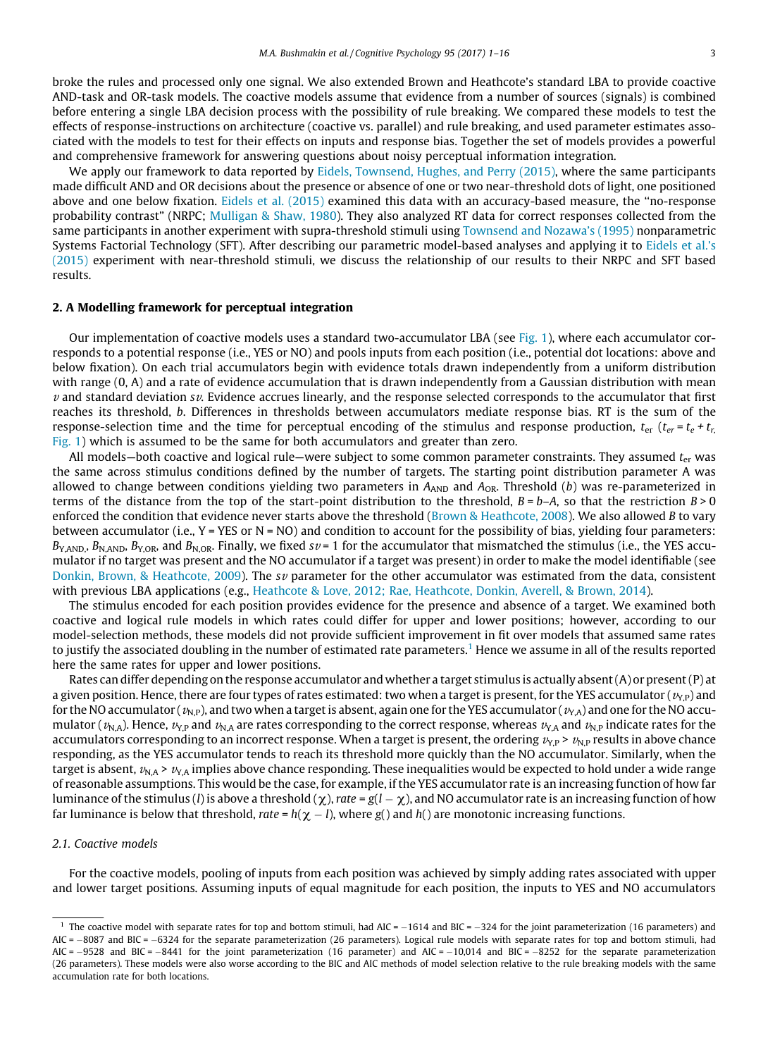broke the rules and processed only one signal. We also extended Brown and Heathcote's standard LBA to provide coactive AND-task and OR-task models. The coactive models assume that evidence from a number of sources (signals) is combined before entering a single LBA decision process with the possibility of rule breaking. We compared these models to test the effects of response-instructions on architecture (coactive vs. parallel) and rule breaking, and used parameter estimates associated with the models to test for their effects on inputs and response bias. Together the set of models provides a powerful and comprehensive framework for answering questions about noisy perceptual information integration.

We apply our framework to data reported by Eidels, Townsend, Hughes, and Perry (2015), where the same participants made difficult AND and OR decisions about the presence or absence of one or two near-threshold dots of light, one positioned above and one below fixation. Eidels et al. (2015) examined this data with an accuracy-based measure, the "no-response probability contrast" (NRPC; Mulligan & Shaw, 1980). They also analyzed RT data for correct responses collected from the same participants in another experiment with supra-threshold stimuli using Townsend and Nozawa's (1995) nonparametric Systems Factorial Technology (SFT). After describing our parametric model-based analyses and applying it to Eidels et al.'s (2015) experiment with near-threshold stimuli, we discuss the relationship of our results to their NRPC and SFT based results.

## 2. A Modelling framework for perceptual integration

Our implementation of coactive models uses a standard two-accumulator LBA (see Fig. 1), where each accumulator corresponds to a potential response (i.e., YES or NO) and pools inputs from each position (i.e., potential dot locations: above and below fixation). On each trial accumulators begin with evidence totals drawn independently from a uniform distribution with range (0, A) and a rate of evidence accumulation that is drawn independently from a Gaussian distribution with mean $v$ and standard deviation $sv$. Evidence accrues linearly, and the response selected corresponds to the accumulator that first reaches its threshold, $b$. Differences in thresholds between accumulators mediate response bias. RT is the sum of the response-selection time and the time for perceptual encoding of the stimulus and response production, $t_{er}$ ($t_{er} = t_e + t_r$, Fig. 1) which is assumed to be the same for both accumulators and greater than zero.

All models—both coactive and logical rule—were subject to some common parameter constraints. They assumed $t_{er}$ was the same across stimulus conditions defined by the number of targets. The starting point distribution parameter A was allowed to change between conditions yielding two parameters in $A_{AND}$ and $A_{OR}$. Threshold ($b$) was re-parameterized in terms of the distance from the top of the start-point distribution to the threshold, $B = b–A$, so that the restriction $B > 0$ enforced the condition that evidence never starts above the threshold (Brown & Heathcote, 2008). We also allowed $B$ to vary between accumulator (i.e., Y = YES or N = NO) and condition to account for the possibility of bias, yielding four parameters: $B_{Y,AND}$, $B_{N,AND}$, $B_{Y,OR}$, and $B_{N,OR}$. Finally, we fixed $sv = 1$ for the accumulator that mismatched the stimulus (i.e., the YES accumulator if no target was present and the NO accumulator if a target was present) in order to make the model identifiable (see Donkin, Brown, & Heathcote, 2009). The $sv$ parameter for the other accumulator was estimated from the data, consistent with previous LBA applications (e.g., Heathcote & Love, 2012; Rae, Heathcote, Donkin, Averell, & Brown, 2014).

The stimulus encoded for each position provides evidence for the presence and absence of a target. We examined both coactive and logical rule models in which rates could differ for upper and lower positions; however, according to our model-selection methods, these models did not provide sufficient improvement in fit over models that assumed same rates to justify the associated doubling in the number of estimated rate parameters.[1] Hence we assume in all of the results reported here the same rates for upper and lower positions.

Rates can differ depending on the response accumulator and whether a target stimulus is actually absent (A) or present (P) at a given position. Hence, there are four types of rates estimated: two when a target is present, for the YES accumulator ($v_{Y,P}$) and for the NO accumulator ($v_{N,P}$), and two when a target is absent, again one for the YES accumulator ($v_{Y,A}$) and one for the NO accumulator ($v_{N,A}$). Hence, $v_{Y,P}$ and $v_{N,A}$ are rates corresponding to the correct response, whereas $v_{Y,A}$ and $v_{N,P}$ indicate rates for the accumulators corresponding to an incorrect response. When a target is present, the ordering $v_{Y,P} > v_{N,P}$ results in above chance responding, as the YES accumulator tends to reach its threshold more quickly than the NO accumulator. Similarly, when the target is absent, $v_{N,A} > v_{Y,A}$ implies above chance responding. These inequalities would be expected to hold under a wide range of reasonable assumptions. This would be the case, for example, if the YES accumulator rate is an increasing function of how far luminance of the stimulus ($l$) is above a threshold ($\chi$), $rate = g(l - \chi)$, and NO accumulator rate is an increasing function of how far luminance is below that threshold, $rate = h(\chi - l)$, where $g()$ and $h()$ are monotonic increasing functions.

### 2.1. Coactive models

For the coactive models, pooling of inputs from each position was achieved by simply adding rates associated with upper and lower target positions. Assuming inputs of equal magnitude for each position, the inputs to YES and NO accumulators

---

[1] The coactive model with separate rates for top and bottom stimuli, had AIC = −1614 and BIC = −324 for the joint parameterization (16 parameters) and AIC = −8087 and BIC = −6324 for the separate parameterization (26 parameters). Logical rule models with separate rates for top and bottom stimuli, had AIC = −9528 and BIC = −8441 for the joint parameterization (16 parameter) and AIC = −10,014 and BIC = −8252 for the separate parameterization (26 parameters). These models were also worse according to the BIC and AIC methods of model selection relative to the rule breaking models with the same accumulation rate for both locations.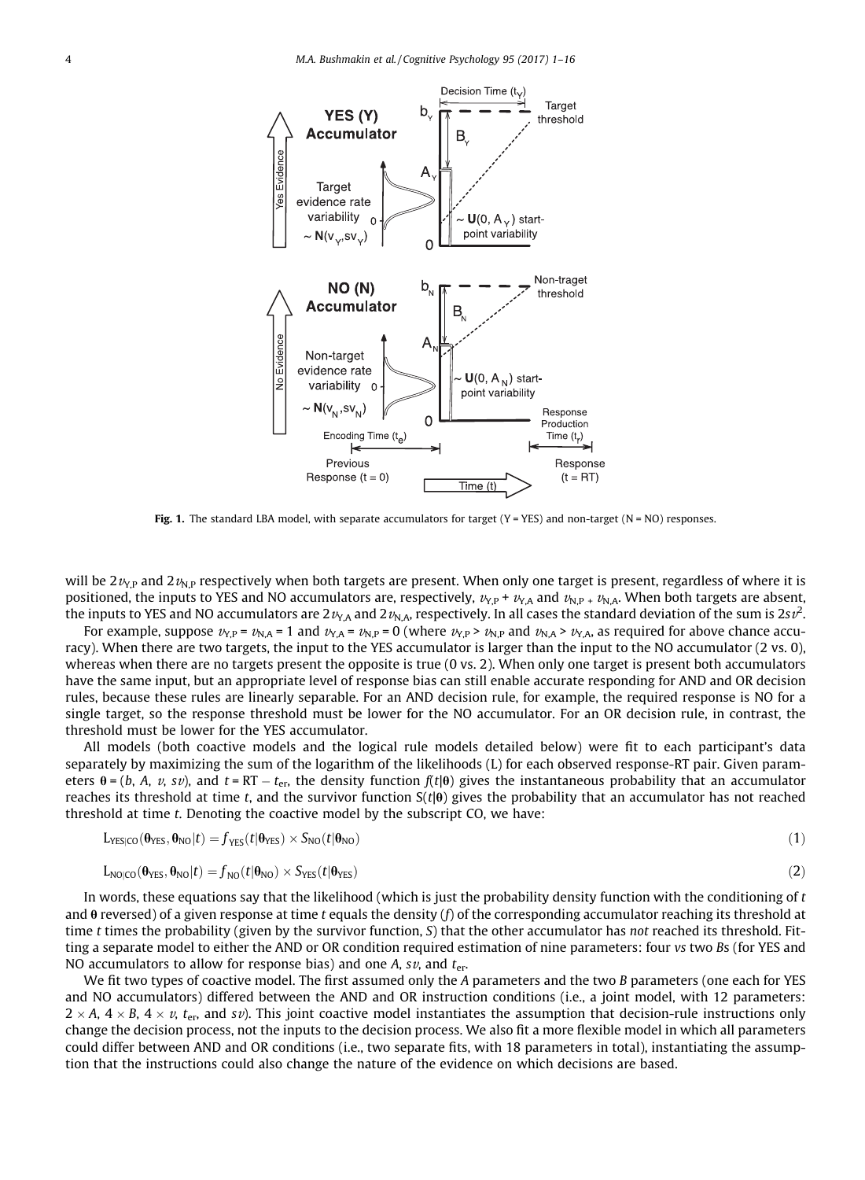Fig. 1. The standard LBA model, with separate accumulators for target (Y = YES) and non-target (N = NO) responses.

will be $2v_{Y,P}$ and $2v_{N,P}$ respectively when both targets are present. When only one target is present, regardless of where it is positioned, the inputs to YES and NO accumulators are, respectively, $v_{Y,P} + v_{Y,A}$ and $v_{N,P} + v_{N,A}$. When both targets are absent, the inputs to YES and NO accumulators are $2v_{Y,A}$ and $2v_{N,A}$, respectively. In all cases the standard deviation of the sum is $2sv^2$.

For example, suppose $v_{Y,P} = v_{N,A} = 1$ and $v_{Y,A} = v_{N,P} = 0$ (where $v_{Y,P} > v_{N,P}$ and $v_{N,A} > v_{Y,A}$, as required for above chance accuracy). When there are two targets, the input to the YES accumulator is larger than the input to the NO accumulator (2 vs. 0), whereas when there are no targets present the opposite is true (0 vs. 2). When only one target is present both accumulators have the same input, but an appropriate level of response bias can still enable accurate responding for AND and OR decision rules, because these rules are linearly separable. For an AND decision rule, for example, the required response is NO for a single target, so the response threshold must be lower for the NO accumulator. For an OR decision rule, in contrast, the threshold must be lower for the YES accumulator.

All models (both coactive models and the logical rule models detailed below) were fit to each participant's data separately by maximizing the sum of the logarithm of the likelihoods (L) for each observed response-RT pair. Given parameters $\boldsymbol{\theta} = (b, A, v, sv)$, and $t = \text{RT} - t_{er}$, the density function $f(t|\boldsymbol{\theta})$ gives the instantaneous probability that an accumulator reaches its threshold at time $t$, and the survivor function $S(t|\boldsymbol{\theta})$ gives the probability that an accumulator has not reached threshold at time $t$. Denoting the coactive model by the subscript CO, we have:

$$L_{\text{YES}|\text{CO}}(\boldsymbol{\theta}_{\text{YES}}, \boldsymbol{\theta}_{\text{NO}}|t) = f_{\text{YES}}(t|\boldsymbol{\theta}_{\text{YES}}) \times S_{\text{NO}}(t|\boldsymbol{\theta}_{\text{NO}}) \tag{1}$$

$$L_{\text{NO}|\text{CO}}(\boldsymbol{\theta}_{\text{YES}}, \boldsymbol{\theta}_{\text{NO}}|t) = f_{\text{NO}}(t|\boldsymbol{\theta}_{\text{NO}}) \times S_{\text{YES}}(t|\boldsymbol{\theta}_{\text{YES}}) \tag{2}$$

In words, these equations say that the likelihood (which is just the probability density function with the conditioning of $t$ and $\boldsymbol{\theta}$ reversed) of a given response at time $t$ equals the density ($f$) of the corresponding accumulator reaching its threshold at time $t$ times the probability (given by the survivor function, $S$) that the other accumulator has *not* reached its threshold. Fitting a separate model to either the AND or OR condition required estimation of nine parameters: four *v*s two *B*s (for YES and NO accumulators to allow for response bias) and one *A*, *sv*, and $t_{er}$.

We fit two types of coactive model. The first assumed only the *A* parameters and the two *B* parameters (one each for YES and NO accumulators) differed between the AND and OR instruction conditions (i.e., a joint model, with 12 parameters: $2 \times A$, $4 \times B$, $4 \times v$, $t_{er}$, and $sv$). This joint coactive model instantiates the assumption that decision-rule instructions only change the decision process, not the inputs to the decision process. We also fit a more flexible model in which all parameters could differ between AND and OR conditions (i.e., two separate fits, with 18 parameters in total), instantiating the assumption that the instructions could also change the nature of the evidence on which decisions are based.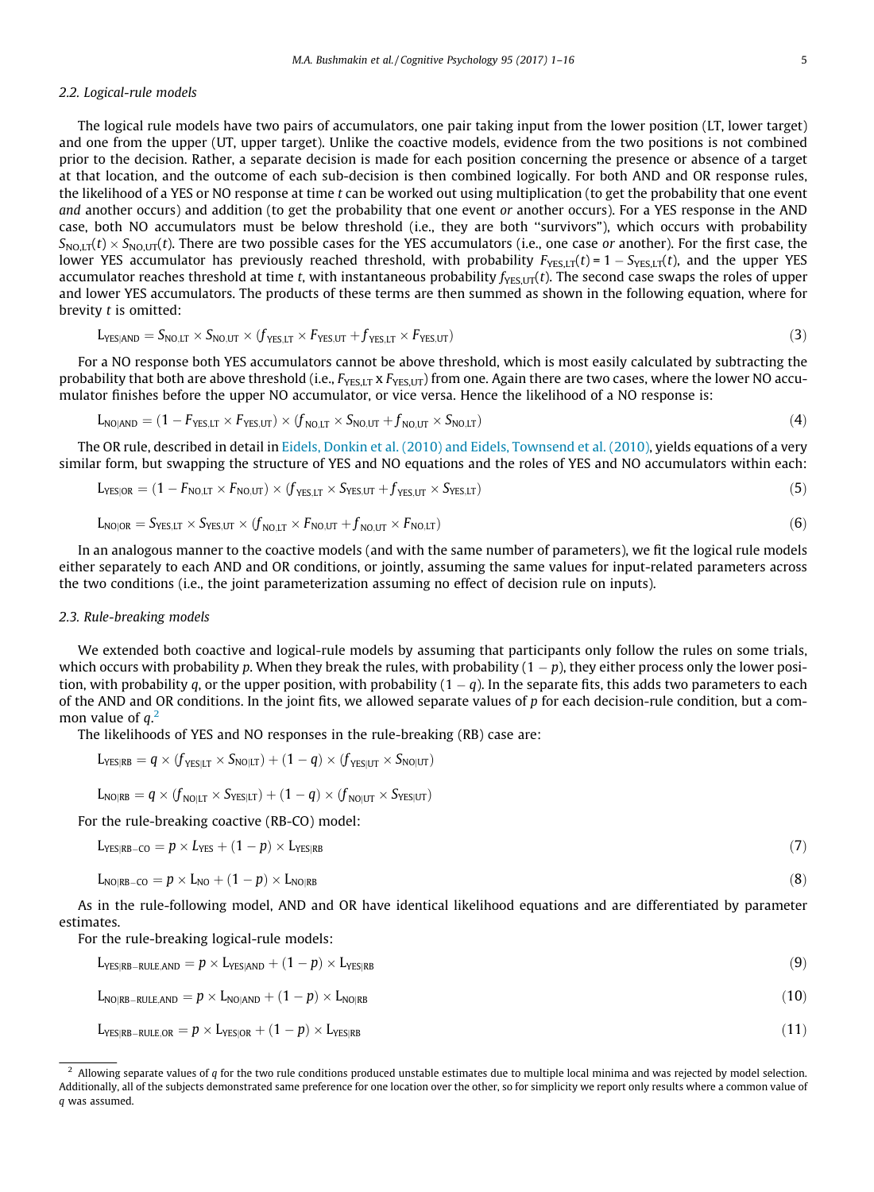### 2.2. Logical-rule models

The logical rule models have two pairs of accumulators, one pair taking input from the lower position (LT, lower target) and one from the upper (UT, upper target). Unlike the coactive models, evidence from the two positions is not combined prior to the decision. Rather, a separate decision is made for each position concerning the presence or absence of a target at that location, and the outcome of each sub-decision is then combined logically. For both AND and OR response rules, the likelihood of a YES or NO response at time $t$ can be worked out using multiplication (to get the probability that one event *and* another occurs) and addition (to get the probability that one event *or* another occurs). For a YES response in the AND case, both NO accumulators must be below threshold (i.e., they are both "survivors"), which occurs with probability $S_{NO,LT}(t) \times S_{NO,UT}(t)$. There are two possible cases for the YES accumulators (i.e., one case *or* another). For the first case, the lower YES accumulator has previously reached threshold, with probability $F_{YES,LT}(t) = 1 - S_{YES,LT}(t)$, and the upper YES accumulator reaches threshold at time $t$, with instantaneous probability $f_{YES,UT}(t)$. The second case swaps the roles of upper and lower YES accumulators. The products of these terms are then summed as shown in the following equation, where for brevity $t$ is omitted:

$$L_{YES|AND} = S_{NO,LT} \times S_{NO,UT} \times (f_{YES,LT} \times F_{YES,UT} + f_{YES,LT} \times F_{YES,UT}) \tag{3}$$

For a NO response both YES accumulators cannot be above threshold, which is most easily calculated by subtracting the probability that both are above threshold (i.e., $F_{YES,LT} \times F_{YES,UT}$) from one. Again there are two cases, where the lower NO accumulator finishes before the upper NO accumulator, or vice versa. Hence the likelihood of a NO response is:

$$L_{NO|AND} = (1 - F_{YES,LT} \times F_{YES,UT}) \times (f_{NO,LT} \times S_{NO,UT} + f_{NO,UT} \times S_{NO,LT}) \tag{4}$$

The OR rule, described in detail in Eidels, Donkin et al. (2010) and Eidels, Townsend et al. (2010), yields equations of a very similar form, but swapping the structure of YES and NO equations and the roles of YES and NO accumulators within each:

$$L_{YES|OR} = (1 - F_{NO,LT} \times F_{NO,UT}) \times (f_{YES,LT} \times S_{YES,UT} + f_{YES,UT} \times S_{YES,LT}) \tag{5}$$

$$L_{NO|OR} = S_{YES,LT} \times S_{YES,UT} \times (f_{NO,LT} \times F_{NO,UT} + f_{NO,UT} \times F_{NO,LT}) \tag{6}$$

In an analogous manner to the coactive models (and with the same number of parameters), we fit the logical rule models either separately to each AND and OR conditions, or jointly, assuming the same values for input-related parameters across the two conditions (i.e., the joint parameterization assuming no effect of decision rule on inputs).

### 2.3. Rule-breaking models

We extended both coactive and logical-rule models by assuming that participants only follow the rules on some trials, which occurs with probability $p$. When they break the rules, with probability $(1 - p)$, they either process only the lower position, with probability $q$, or the upper position, with probability $(1 - q)$. In the separate fits, this adds two parameters to each of the AND and OR conditions. In the joint fits, we allowed separate values of $p$ for each decision-rule condition, but a common value of $q$.[2]

The likelihoods of YES and NO responses in the rule-breaking (RB) case are:

$$L_{YES|RB} = q \times (f_{YES|LT} \times S_{NO|LT}) + (1 - q) \times (f_{YES|UT} \times S_{NO|UT})$$

$$L_{NO|RB} = q \times (f_{NO|LT} \times S_{YES|LT}) + (1 - q) \times (f_{NO|UT} \times S_{YES|UT})$$

For the rule-breaking coactive (RB-CO) model:

$$L_{YES|RB-CO} = p \times L_{YES} + (1 - p) \times L_{YES|RB} \tag{7}$$

$$L_{NO|RB-CO} = p \times L_{NO} + (1 - p) \times L_{NO|RB} \tag{8}$$

As in the rule-following model, AND and OR have identical likelihood equations and are differentiated by parameter estimates.

For the rule-breaking logical-rule models:

$$L_{YES|RB-RULE,AND} = p \times L_{YES|AND} + (1 - p) \times L_{YES|RB} \tag{9}$$

$$L_{NO|RB-RULE,AND} = p \times L_{NO|AND} + (1 - p) \times L_{NO|RB} \tag{10}$$

$$L_{YES|RB-RULE,OR} = p \times L_{YES|OR} + (1 - p) \times L_{YES|RB} \tag{11}$$

---

[2] Allowing separate values of $q$ for the two rule conditions produced unstable estimates due to multiple local minima and was rejected by model selection. Additionally, all of the subjects demonstrated same preference for one location over the other, so for simplicity we report only results where a common value of $q$ was assumed.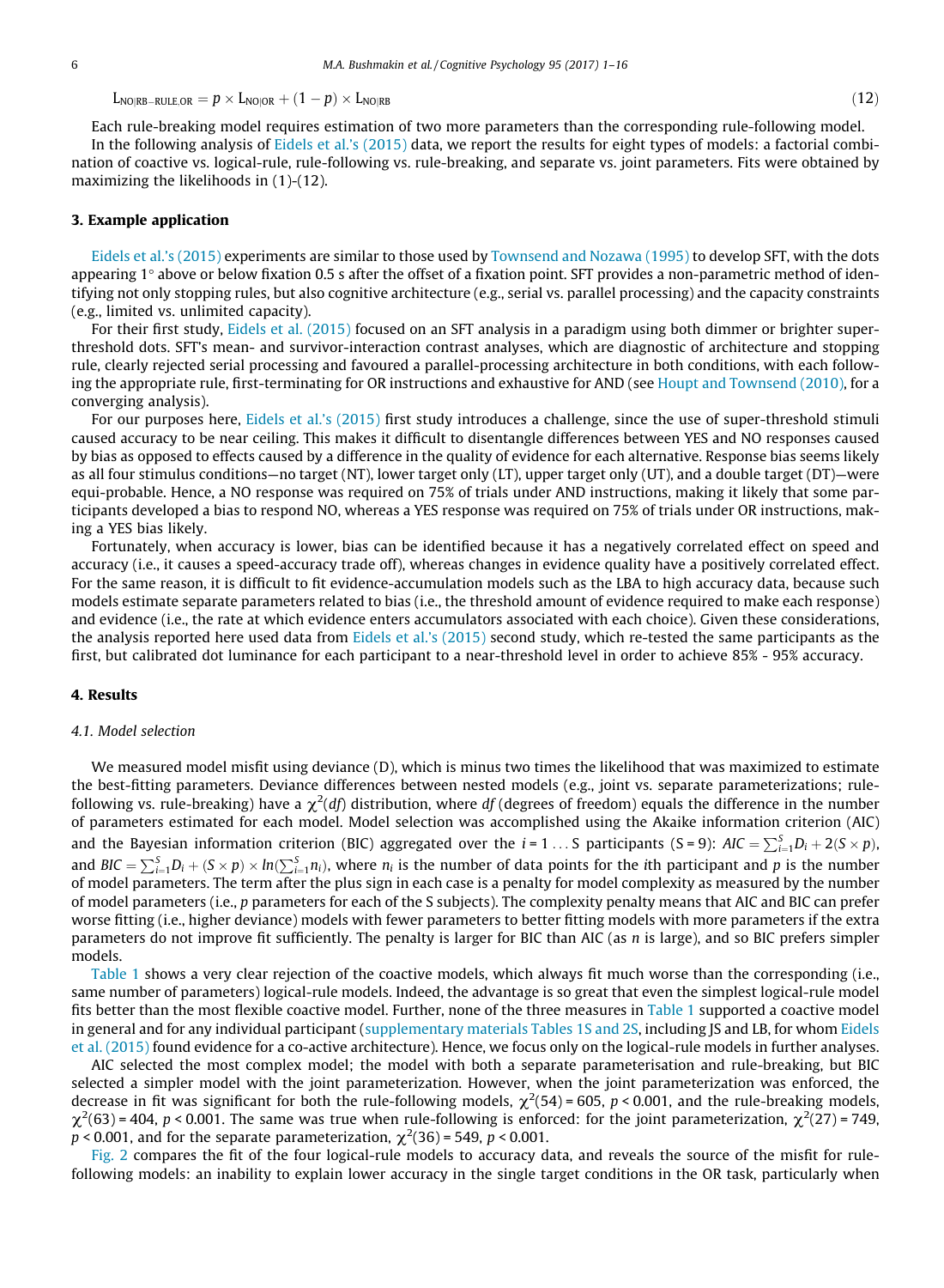$$L_{NO|RB-RULE.OR} = p \times L_{NO|OR} + (1 - p) \times L_{NO|RB} \tag{12}$$

Each rule-breaking model requires estimation of two more parameters than the corresponding rule-following model.

In the following analysis of Eidels et al.'s (2015) data, we report the results for eight types of models: a factorial combination of coactive vs. logical-rule, rule-following vs. rule-breaking, and separate vs. joint parameters. Fits were obtained by maximizing the likelihoods in (1)-(12).

## 3. Example application

Eidels et al.'s (2015) experiments are similar to those used by Townsend and Nozawa (1995) to develop SFT, with the dots appearing 1° above or below fixation 0.5 s after the offset of a fixation point. SFT provides a non-parametric method of identifying not only stopping rules, but also cognitive architecture (e.g., serial vs. parallel processing) and the capacity constraints (e.g., limited vs. unlimited capacity).

For their first study, Eidels et al. (2015) focused on an SFT analysis in a paradigm using both dimmer or brighter super-threshold dots. SFT's mean- and survivor-interaction contrast analyses, which are diagnostic of architecture and stopping rule, clearly rejected serial processing and favoured a parallel-processing architecture in both conditions, with each following the appropriate rule, first-terminating for OR instructions and exhaustive for AND (see Houpt and Townsend (2010), for a converging analysis).

For our purposes here, Eidels et al.'s (2015) first study introduces a challenge, since the use of super-threshold stimuli caused accuracy to be near ceiling. This makes it difficult to disentangle differences between YES and NO responses caused by bias as opposed to effects caused by a difference in the quality of evidence for each alternative. Response bias seems likely as all four stimulus conditions—no target (NT), lower target only (LT), upper target only (UT), and a double target (DT)—were equi-probable. Hence, a NO response was required on 75% of trials under AND instructions, making it likely that some participants developed a bias to respond NO, whereas a YES response was required on 75% of trials under OR instructions, making a YES bias likely.

Fortunately, when accuracy is lower, bias can be identified because it has a negatively correlated effect on speed and accuracy (i.e., it causes a speed-accuracy trade off), whereas changes in evidence quality have a positively correlated effect. For the same reason, it is difficult to fit evidence-accumulation models such as the LBA to high accuracy data, because such models estimate separate parameters related to bias (i.e., the threshold amount of evidence required to make each response) and evidence (i.e., the rate at which evidence enters accumulators associated with each choice). Given these considerations, the analysis reported here used data from Eidels et al.'s (2015) second study, which re-tested the same participants as the first, but calibrated dot luminance for each participant to a near-threshold level in order to achieve 85% - 95% accuracy.

## 4. Results

### 4.1. Model selection

We measured model misfit using deviance (D), which is minus two times the likelihood that was maximized to estimate the best-fitting parameters. Deviance differences between nested models (e.g., joint vs. separate parameterizations; rule-following vs. rule-breaking) have a $\chi^2(df)$ distribution, where *df* (degrees of freedom) equals the difference in the number of parameters estimated for each model. Model selection was accomplished using the Akaike information criterion (AIC) and the Bayesian information criterion (BIC) aggregated over the $i = 1 \ldots S$ participants (S = 9): $AIC = \sum_{i=1}^{S} D_i + 2(S \times p)$, and $BIC = \sum_{i=1}^{S} D_i + (S \times p) \times ln(\sum_{i=1}^{S} n_i)$, where $n_i$ is the number of data points for the *i*th participant and *p* is the number of model parameters. The term after the plus sign in each case is a penalty for model complexity as measured by the number of model parameters (i.e., *p* parameters for each of the S subjects). The complexity penalty means that AIC and BIC can prefer worse fitting (i.e., higher deviance) models with fewer parameters to better fitting models with more parameters if the extra parameters do not improve fit sufficiently. The penalty is larger for BIC than AIC (as *n* is large), and so BIC prefers simpler models.

Table 1 shows a very clear rejection of the coactive models, which always fit much worse than the corresponding (i.e., same number of parameters) logical-rule models. Indeed, the advantage is so great that even the simplest logical-rule model fits better than the most flexible coactive model. Further, none of the three measures in Table 1 supported a coactive model in general and for any individual participant (supplementary materials Tables 1S and 2S, including JS and LB, for whom Eidels et al. (2015) found evidence for a co-active architecture). Hence, we focus only on the logical-rule models in further analyses.

AIC selected the most complex model; the model with both a separate parameterisation and rule-breaking, but BIC selected a simpler model with the joint parameterization. However, when the joint parameterization was enforced, the decrease in fit was significant for both the rule-following models, $\chi^2(54) = 605$, $p < 0.001$, and the rule-breaking models, $\chi^2(63) = 404$, $p < 0.001$. The same was true when rule-following is enforced: for the joint parameterization, $\chi^2(27) = 749$, $p < 0.001$, and for the separate parameterization, $\chi^2(36) = 549$, $p < 0.001$.

Fig. 2 compares the fit of the four logical-rule models to accuracy data, and reveals the source of the misfit for rule-following models: an inability to explain lower accuracy in the single target conditions in the OR task, particularly when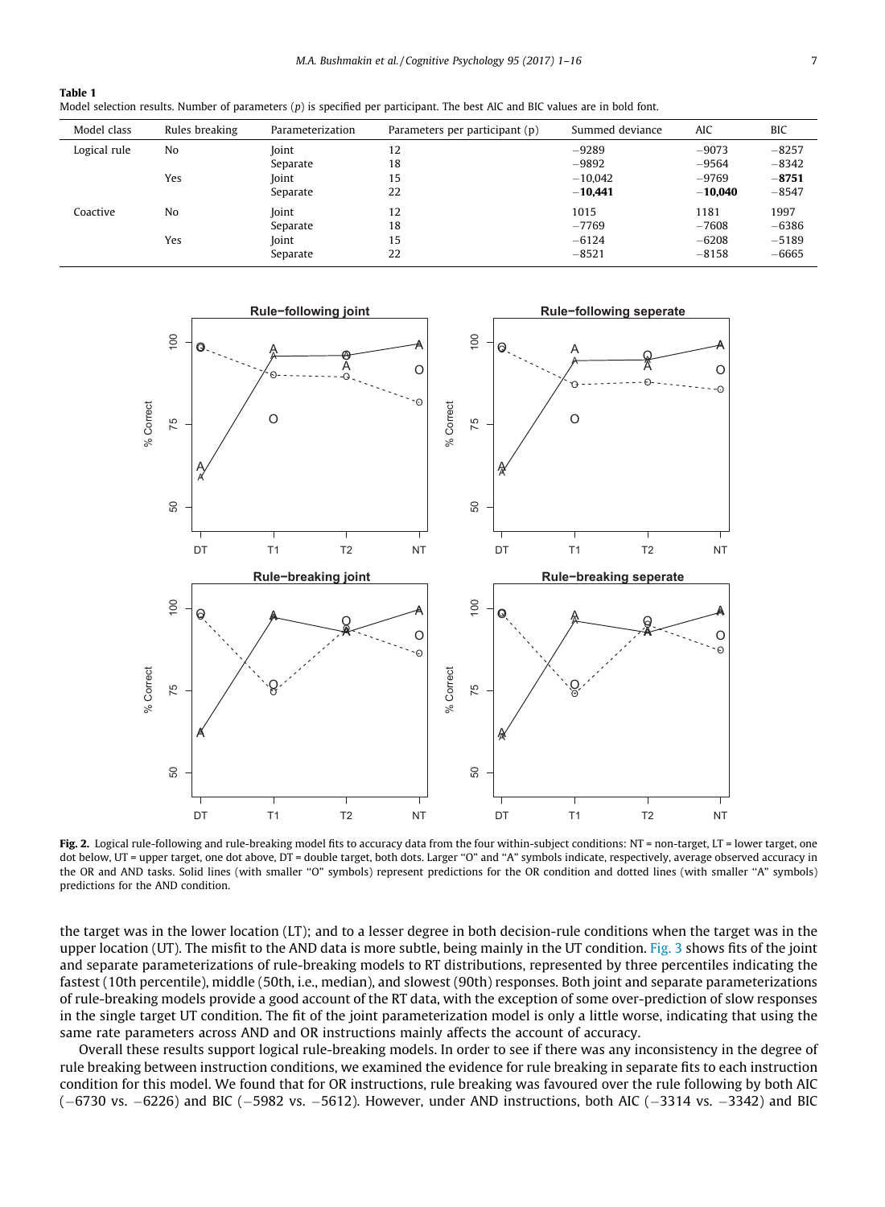**Table 1**
Model selection results. Number of parameters (*p*) is specified per participant. The best AIC and BIC values are in bold font.

| Model class | Rules breaking | Parameterization | Parameters per participant (p) | Summed deviance | AIC | BIC |
|---|---|---|---|---|---|---|
| Logical rule | No | Joint | 12 | −9289 | −9073 | −8257 |
| | | Separate | 18 | −9892 | −9564 | −8342 |
| | Yes | Joint | 15 | −10,042 | −9769 | **−8751** |
| | | Separate | 22 | **−10,441** | **−10,040** | −8547 |
| Coactive | No | Joint | 12 | 1015 | 1181 | 1997 |
| | | Separate | 18 | −7769 | −7608 | −6386 |
| | Yes | Joint | 15 | −6124 | −6208 | −5189 |
| | | Separate | 22 | −8521 | −8158 | −6665 |

**Fig. 2.** Logical rule-following and rule-breaking model fits to accuracy data from the four within-subject conditions: NT = non-target, LT = lower target, one dot below, UT = upper target, one dot above, DT = double target, both dots. Larger "O" and "A" symbols indicate, respectively, average observed accuracy in the OR and AND tasks. Solid lines (with smaller "O" symbols) represent predictions for the OR condition and dotted lines (with smaller "A" symbols) predictions for the AND condition.

the target was in the lower location (LT); and to a lesser degree in both decision-rule conditions when the target was in the upper location (UT). The misfit to the AND data is more subtle, being mainly in the UT condition. Fig. 3 shows fits of the joint and separate parameterizations of rule-breaking models to RT distributions, represented by three percentiles indicating the fastest (10th percentile), middle (50th, i.e., median), and slowest (90th) responses. Both joint and separate parameterizations of rule-breaking models provide a good account of the RT data, with the exception of some over-prediction of slow responses in the single target UT condition. The fit of the joint parameterization model is only a little worse, indicating that using the same rate parameters across AND and OR instructions mainly affects the account of accuracy.

Overall these results support logical rule-breaking models. In order to see if there was any inconsistency in the degree of rule breaking between instruction conditions, we examined the evidence for rule breaking in separate fits to each instruction condition for this model. We found that for OR instructions, rule breaking was favoured over the rule following by both AIC (−6730 vs. −6226) and BIC (−5982 vs. −5612). However, under AND instructions, both AIC (−3314 vs. −3342) and BIC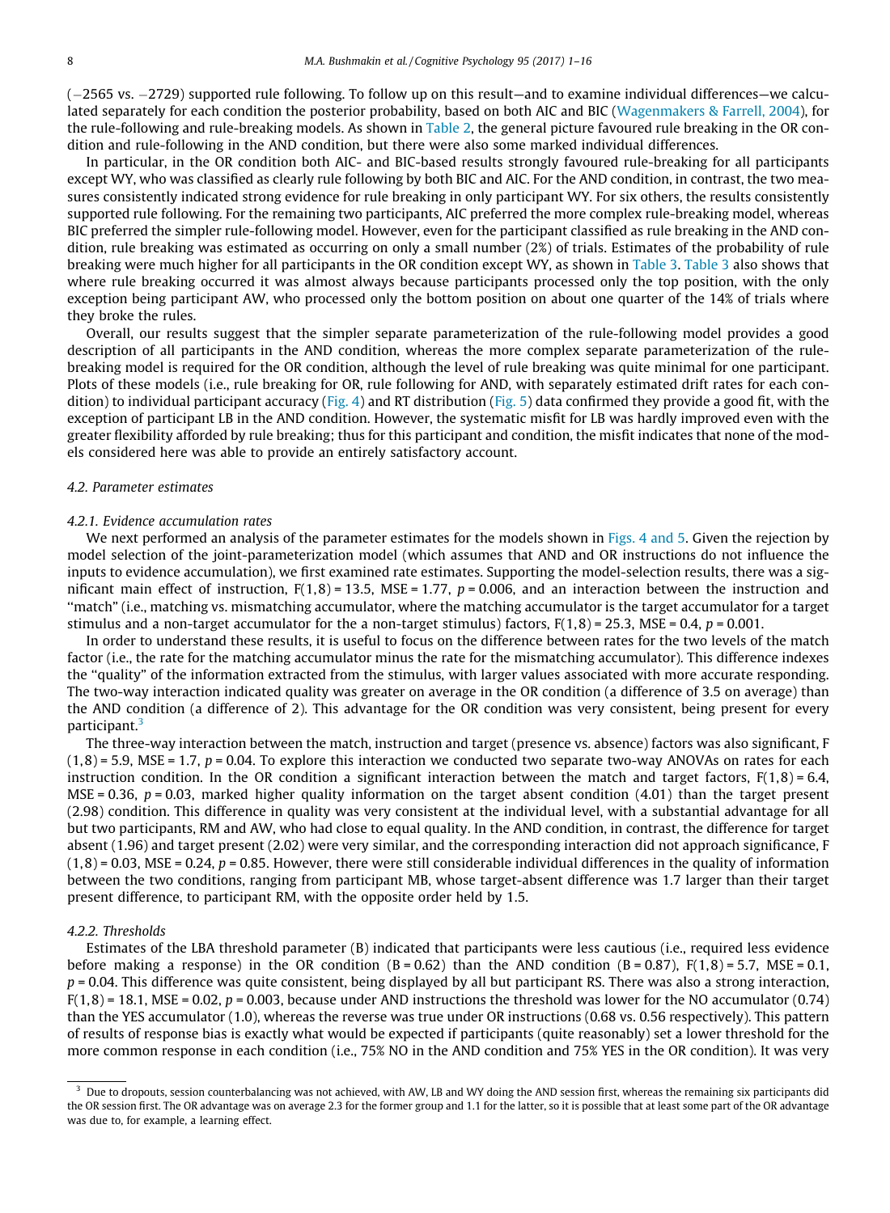(−2565 vs. −2729) supported rule following. To follow up on this result—and to examine individual differences—we calculated separately for each condition the posterior probability, based on both AIC and BIC (Wagenmakers & Farrell, 2004), for the rule-following and rule-breaking models. As shown in Table 2, the general picture favoured rule breaking in the OR condition and rule-following in the AND condition, but there were also some marked individual differences.

In particular, in the OR condition both AIC- and BIC-based results strongly favoured rule-breaking for all participants except WY, who was classified as clearly rule following by both BIC and AIC. For the AND condition, in contrast, the two measures consistently indicated strong evidence for rule breaking in only participant WY. For six others, the results consistently supported rule following. For the remaining two participants, AIC preferred the more complex rule-breaking model, whereas BIC preferred the simpler rule-following model. However, even for the participant classified as rule breaking in the AND condition, rule breaking was estimated as occurring on only a small number (2%) of trials. Estimates of the probability of rule breaking were much higher for all participants in the OR condition except WY, as shown in Table 3. Table 3 also shows that where rule breaking occurred it was almost always because participants processed only the top position, with the only exception being participant AW, who processed only the bottom position on about one quarter of the 14% of trials where they broke the rules.

Overall, our results suggest that the simpler separate parameterization of the rule-following model provides a good description of all participants in the AND condition, whereas the more complex separate parameterization of the rule-breaking model is required for the OR condition, although the level of rule breaking was quite minimal for one participant. Plots of these models (i.e., rule breaking for OR, rule following for AND, with separately estimated drift rates for each condition) to individual participant accuracy (Fig. 4) and RT distribution (Fig. 5) data confirmed they provide a good fit, with the exception of participant LB in the AND condition. However, the systematic misfit for LB was hardly improved even with the greater flexibility afforded by rule breaking; thus for this participant and condition, the misfit indicates that none of the models considered here was able to provide an entirely satisfactory account.

### 4.2. Parameter estimates

#### 4.2.1. Evidence accumulation rates

We next performed an analysis of the parameter estimates for the models shown in Figs. 4 and 5. Given the rejection by model selection of the joint-parameterization model (which assumes that AND and OR instructions do not influence the inputs to evidence accumulation), we first examined rate estimates. Supporting the model-selection results, there was a significant main effect of instruction, $F(1,8) = 13.5$, $MSE = 1.77$, $p = 0.006$, and an interaction between the instruction and "match" (i.e., matching vs. mismatching accumulator, where the matching accumulator is the target accumulator for a target stimulus and a non-target accumulator for the a non-target stimulus) factors, $F(1,8) = 25.3$, $MSE = 0.4$, $p = 0.001$.

In order to understand these results, it is useful to focus on the difference between rates for the two levels of the match factor (i.e., the rate for the matching accumulator minus the rate for the mismatching accumulator). This difference indexes the "quality" of the information extracted from the stimulus, with larger values associated with more accurate responding. The two-way interaction indicated quality was greater on average in the OR condition (a difference of 3.5 on average) than the AND condition (a difference of 2). This advantage for the OR condition was very consistent, being present for every participant.[3]

The three-way interaction between the match, instruction and target (presence vs. absence) factors was also significant, $F(1,8) = 5.9$, $MSE = 1.7$, $p = 0.04$. To explore this interaction we conducted two separate two-way ANOVAs on rates for each instruction condition. In the OR condition a significant interaction between the match and target factors, $F(1,8) = 6.4$, $MSE = 0.36$, $p = 0.03$, marked higher quality information on the target absent condition (4.01) than the target present (2.98) condition. This difference in quality was very consistent at the individual level, with a substantial advantage for all but two participants, RM and AW, who had close to equal quality. In the AND condition, in contrast, the difference for target absent (1.96) and target present (2.02) were very similar, and the corresponding interaction did not approach significance, $F(1,8) = 0.03$, $MSE = 0.24$, $p = 0.85$. However, there were still considerable individual differences in the quality of information between the two conditions, ranging from participant MB, whose target-absent difference was 1.7 larger than their target present difference, to participant RM, with the opposite order held by 1.5.

#### 4.2.2. Thresholds

Estimates of the LBA threshold parameter (B) indicated that participants were less cautious (i.e., required less evidence before making a response) in the OR condition ($B = 0.62$) than the AND condition ($B = 0.87$), $F(1,8) = 5.7$, $MSE = 0.1$, $p = 0.04$. This difference was quite consistent, being displayed by all but participant RS. There was also a strong interaction, $F(1,8) = 18.1$, $MSE = 0.02$, $p = 0.003$, because under AND instructions the threshold was lower for the NO accumulator (0.74) than the YES accumulator (1.0), whereas the reverse was true under OR instructions (0.68 vs. 0.56 respectively). This pattern of results of response bias is exactly what would be expected if participants (quite reasonably) set a lower threshold for the more common response in each condition (i.e., 75% NO in the AND condition and 75% YES in the OR condition). It was very

[3] Due to dropouts, session counterbalancing was not achieved, with AW, LB and WY doing the AND session first, whereas the remaining six participants did the OR session first. The OR advantage was on average 2.3 for the former group and 1.1 for the latter, so it is possible that at least some part of the OR advantage was due to, for example, a learning effect.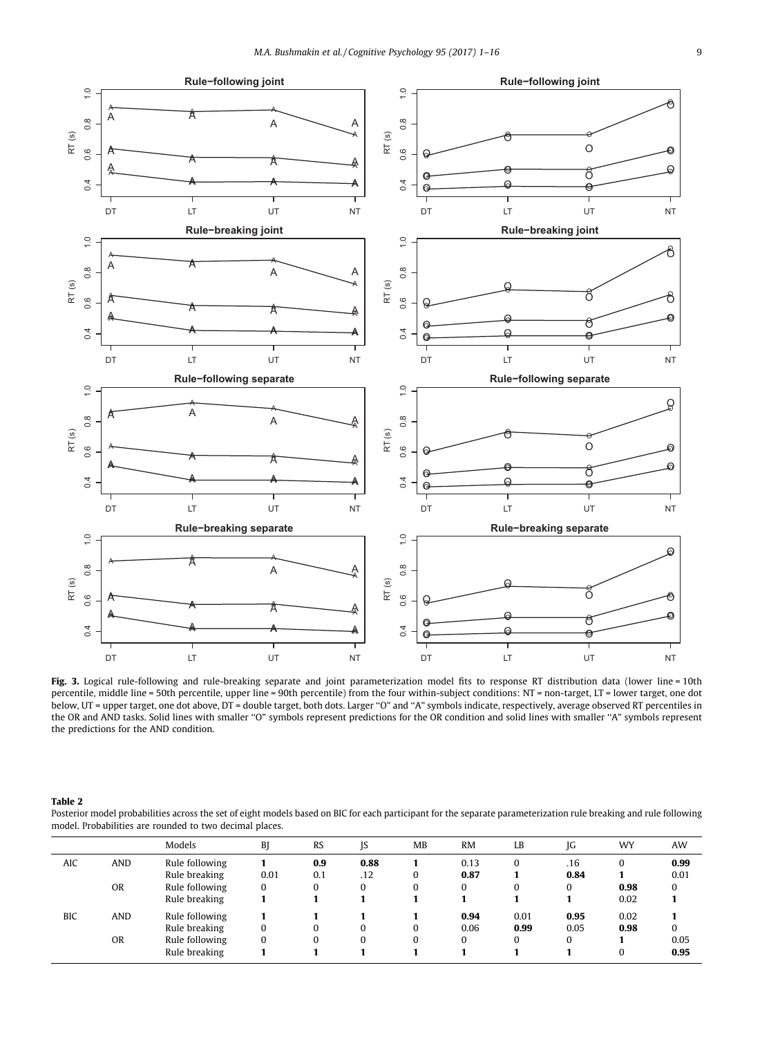**Fig. 3.** Logical rule-following and rule-breaking separate and joint parameterization model fits to response RT distribution data (lower line = 10th percentile, middle line = 50th percentile, upper line = 90th percentile) from the four within-subject conditions: NT = non-target, LT = lower target, one dot below, UT = upper target, one dot above, DT = double target, both dots. Larger "O" and "A" symbols indicate, respectively, average observed RT percentiles in the OR and AND tasks. Solid lines with smaller "O" symbols represent predictions for the OR condition and solid lines with smaller "A" symbols represent the predictions for the AND condition.

**Table 2**
Posterior model probabilities across the set of eight models based on BIC for each participant for the separate parameterization rule breaking and rule following model. Probabilities are rounded to two decimal places.

| | | Models | BJ | RS | JS | MB | RM | LB | JG | WY | AW |
|---|---|---|---|---|---|---|---|---|---|---|---|
| AIC | AND | Rule following | **1** | **0.9** | **0.88** | **1** | 0.13 | 0 | .16 | 0 | **0.99** |
| | | Rule breaking | 0.01 | 0.1 | .12 | 0 | **0.87** | **1** | **0.84** | **1** | 0.01 |
| | OR | Rule following | 0 | 0 | 0 | 0 | 0 | 0 | 0 | **0.98** | 0 |
| | | Rule breaking | **1** | **1** | **1** | **1** | **1** | **1** | **1** | 0.02 | **1** |
| BIC | AND | Rule following | **1** | **1** | **1** | **1** | **0.94** | 0.01 | **0.95** | 0.02 | **1** |
| | | Rule breaking | 0 | 0 | 0 | 0 | 0.06 | **0.99** | 0.05 | **0.98** | 0 |
| | OR | Rule following | 0 | 0 | 0 | 0 | 0 | 0 | 0 | **1** | 0.05 |
| | | Rule breaking | **1** | **1** | **1** | **1** | **1** | **1** | **1** | 0 | **0.95** |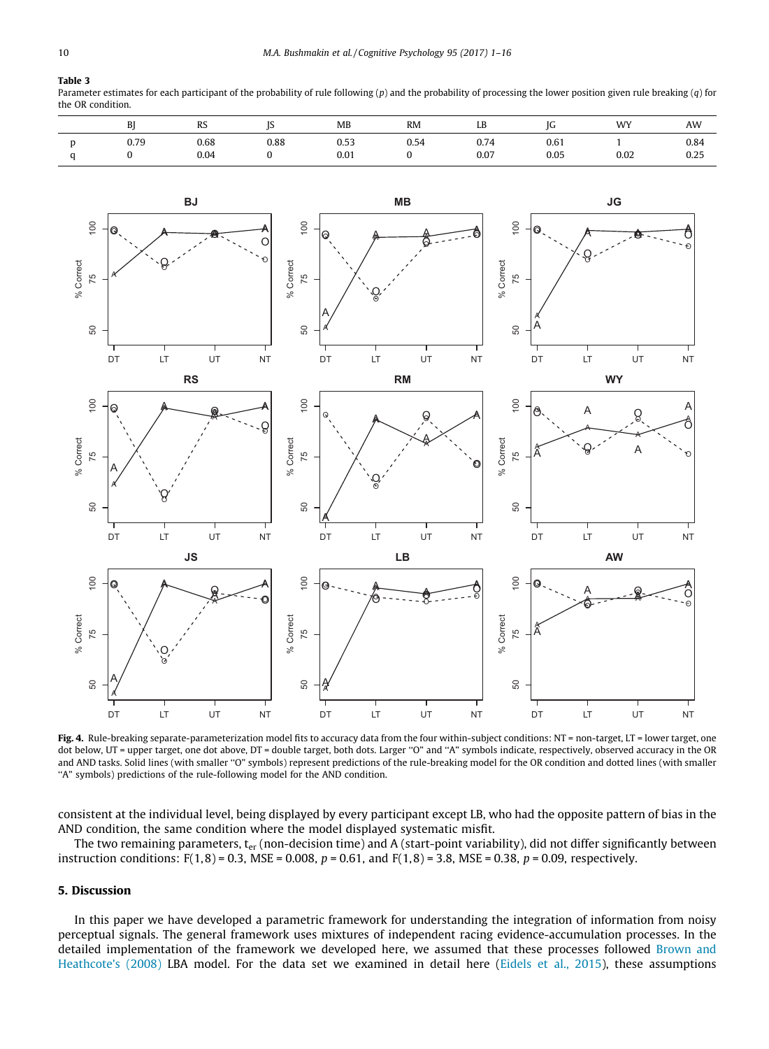**Table 3**
Parameter estimates for each participant of the probability of rule following ($p$) and the probability of processing the lower position given rule breaking ($q$) for the OR condition.

| | BJ | RS | JS | MB | RM | LB | JG | WY | AW |
|---|---|---|---|---|---|---|---|---|---|
| p | 0.79 | 0.68 | 0.88 | 0.53 | 0.54 | 0.74 | 0.61 | 1 | 0.84 |
| q | 0 | 0.04 | 0 | 0.01 | 0 | 0.07 | 0.05 | 0.02 | 0.25 |

**Fig. 4.** Rule-breaking separate-parameterization model fits to accuracy data from the four within-subject conditions: NT = non-target, LT = lower target, one dot below, UT = upper target, one dot above, DT = double target, both dots. Larger "O" and "A" symbols indicate, respectively, observed accuracy in the OR and AND tasks. Solid lines (with smaller "O" symbols) represent predictions of the rule-breaking model for the OR condition and dotted lines (with smaller "A" symbols) predictions of the rule-following model for the AND condition.

consistent at the individual level, being displayed by every participant except LB, who had the opposite pattern of bias in the AND condition, the same condition where the model displayed systematic misfit.

The two remaining parameters, $t_{er}$ (non-decision time) and A (start-point variability), did not differ significantly between instruction conditions: $F(1,8) = 0.3$, $MSE = 0.008$, $p = 0.61$, and $F(1,8) = 3.8$, $MSE = 0.38$, $p = 0.09$, respectively.

## 5. Discussion

In this paper we have developed a parametric framework for understanding the integration of information from noisy perceptual signals. The general framework uses mixtures of independent racing evidence-accumulation processes. In the detailed implementation of the framework we developed here, we assumed that these processes followed Brown and Heathcote's (2008) LBA model. For the data set we examined in detail here (Eidels et al., 2015), these assumptions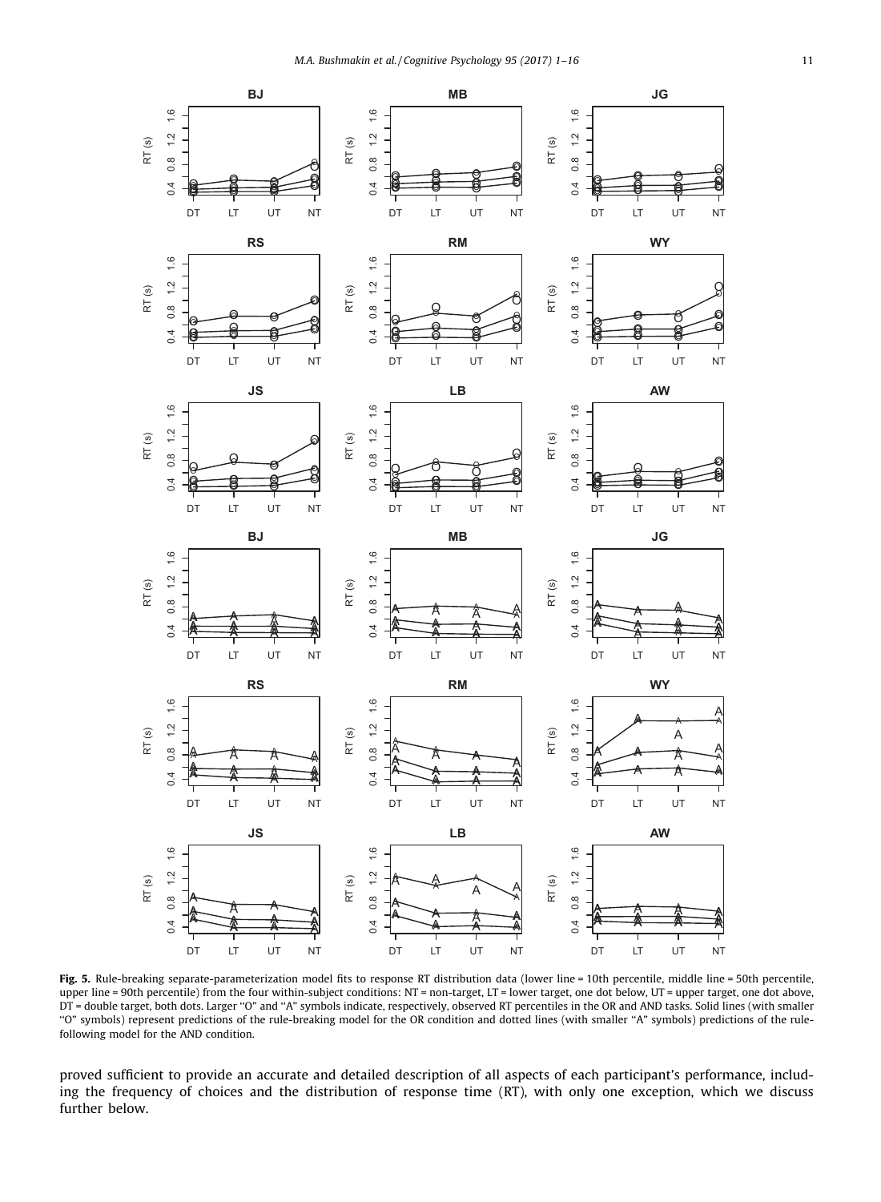**Fig. 5.** Rule-breaking separate-parameterization model fits to response RT distribution data (lower line = 10th percentile, middle line = 50th percentile, upper line = 90th percentile) from the four within-subject conditions: NT = non-target, LT = lower target, one dot below, UT = upper target, one dot above, DT = double target, both dots. Larger "O" and "A" symbols indicate, respectively, observed RT percentiles in the OR and AND tasks. Solid lines (with smaller "O" symbols) represent predictions of the rule-breaking model for the OR condition and dotted lines (with smaller "A" symbols) predictions of the rule-following model for the AND condition.

proved sufficient to provide an accurate and detailed description of all aspects of each participant's performance, including the frequency of choices and the distribution of response time (RT), with only one exception, which we discuss further below.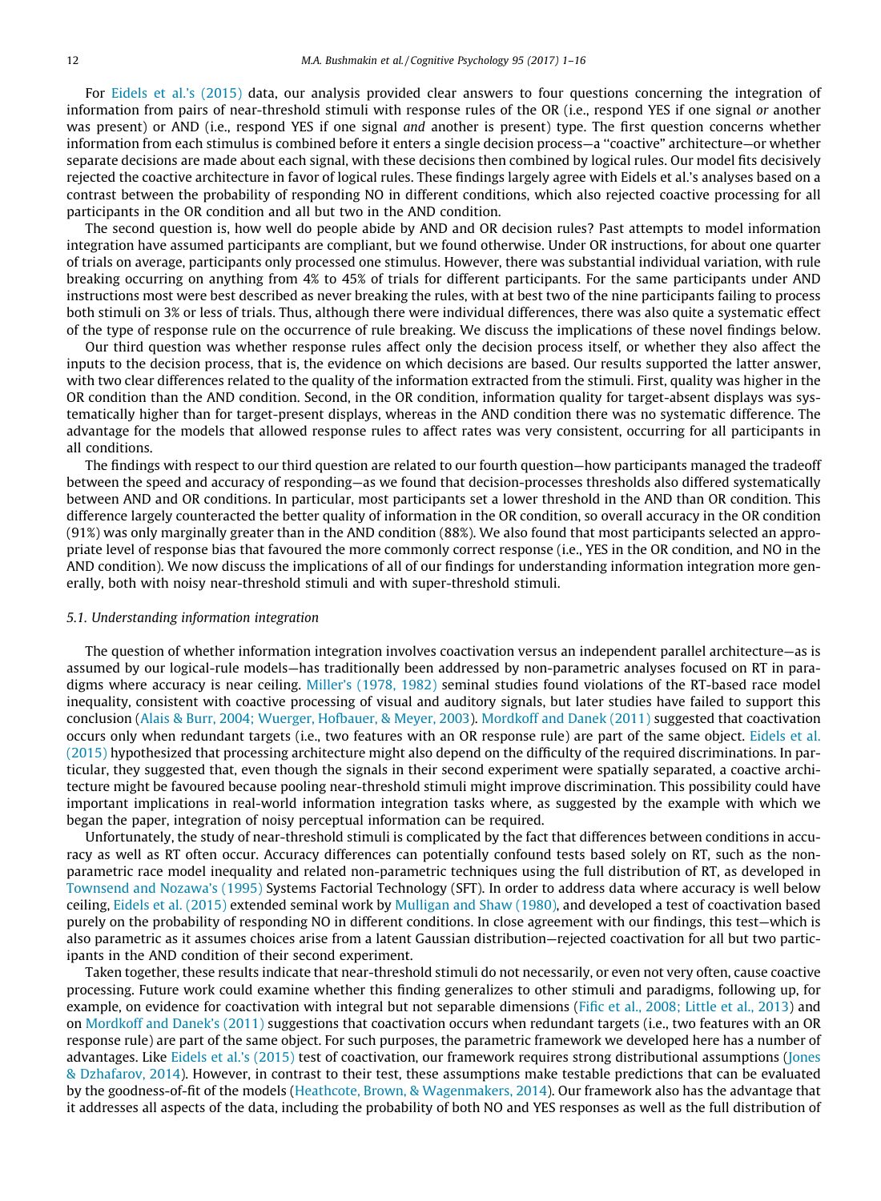For Eidels et al.'s (2015) data, our analysis provided clear answers to four questions concerning the integration of information from pairs of near-threshold stimuli with response rules of the OR (i.e., respond YES if one signal *or* another was present) or AND (i.e., respond YES if one signal *and* another is present) type. The first question concerns whether information from each stimulus is combined before it enters a single decision process—a "coactive" architecture—or whether separate decisions are made about each signal, with these decisions then combined by logical rules. Our model fits decisively rejected the coactive architecture in favor of logical rules. These findings largely agree with Eidels et al.'s analyses based on a contrast between the probability of responding NO in different conditions, which also rejected coactive processing for all participants in the OR condition and all but two in the AND condition.

The second question is, how well do people abide by AND and OR decision rules? Past attempts to model information integration have assumed participants are compliant, but we found otherwise. Under OR instructions, for about one quarter of trials on average, participants only processed one stimulus. However, there was substantial individual variation, with rule breaking occurring on anything from 4% to 45% of trials for different participants. For the same participants under AND instructions most were best described as never breaking the rules, with at best two of the nine participants failing to process both stimuli on 3% or less of trials. Thus, although there were individual differences, there was also quite a systematic effect of the type of response rule on the occurrence of rule breaking. We discuss the implications of these novel findings below.

Our third question was whether response rules affect only the decision process itself, or whether they also affect the inputs to the decision process, that is, the evidence on which decisions are based. Our results supported the latter answer, with two clear differences related to the quality of the information extracted from the stimuli. First, quality was higher in the OR condition than the AND condition. Second, in the OR condition, information quality for target-absent displays was systematically higher than for target-present displays, whereas in the AND condition there was no systematic difference. The advantage for the models that allowed response rules to affect rates was very consistent, occurring for all participants in all conditions.

The findings with respect to our third question are related to our fourth question—how participants managed the tradeoff between the speed and accuracy of responding—as we found that decision-processes thresholds also differed systematically between AND and OR conditions. In particular, most participants set a lower threshold in the AND than OR condition. This difference largely counteracted the better quality of information in the OR condition, so overall accuracy in the OR condition (91%) was only marginally greater than in the AND condition (88%). We also found that most participants selected an appropriate level of response bias that favoured the more commonly correct response (i.e., YES in the OR condition, and NO in the AND condition). We now discuss the implications of all of our findings for understanding information integration more generally, both with noisy near-threshold stimuli and with super-threshold stimuli.

### 5.1. Understanding information integration

The question of whether information integration involves coactivation versus an independent parallel architecture—as is assumed by our logical-rule models—has traditionally been addressed by non-parametric analyses focused on RT in paradigms where accuracy is near ceiling. Miller's (1978, 1982) seminal studies found violations of the RT-based race model inequality, consistent with coactive processing of visual and auditory signals, but later studies have failed to support this conclusion (Alais & Burr, 2004; Wuerger, Hofbauer, & Meyer, 2003). Mordkoff and Danek (2011) suggested that coactivation occurs only when redundant targets (i.e., two features with an OR response rule) are part of the same object. Eidels et al. (2015) hypothesized that processing architecture might also depend on the difficulty of the required discriminations. In particular, they suggested that, even though the signals in their second experiment were spatially separated, a coactive architecture might be favoured because pooling near-threshold stimuli might improve discrimination. This possibility could have important implications in real-world information integration tasks where, as suggested by the example with which we began the paper, integration of noisy perceptual information can be required.

Unfortunately, the study of near-threshold stimuli is complicated by the fact that differences between conditions in accuracy as well as RT often occur. Accuracy differences can potentially confound tests based solely on RT, such as the non-parametric race model inequality and related non-parametric techniques using the full distribution of RT, as developed in Townsend and Nozawa's (1995) Systems Factorial Technology (SFT). In order to address data where accuracy is well below ceiling, Eidels et al. (2015) extended seminal work by Mulligan and Shaw (1980), and developed a test of coactivation based purely on the probability of responding NO in different conditions. In close agreement with our findings, this test—which is also parametric as it assumes choices arise from a latent Gaussian distribution—rejected coactivation for all but two participants in the AND condition of their second experiment.

Taken together, these results indicate that near-threshold stimuli do not necessarily, or even not very often, cause coactive processing. Future work could examine whether this finding generalizes to other stimuli and paradigms, following up, for example, on evidence for coactivation with integral but not separable dimensions (Fific et al., 2008; Little et al., 2013) and on Mordkoff and Danek's (2011) suggestions that coactivation occurs when redundant targets (i.e., two features with an OR response rule) are part of the same object. For such purposes, the parametric framework we developed here has a number of advantages. Like Eidels et al.'s (2015) test of coactivation, our framework requires strong distributional assumptions (Jones & Dzhafarov, 2014). However, in contrast to their test, these assumptions make testable predictions that can be evaluated by the goodness-of-fit of the models (Heathcote, Brown, & Wagenmakers, 2014). Our framework also has the advantage that it addresses all aspects of the data, including the probability of both NO and YES responses as well as the full distribution of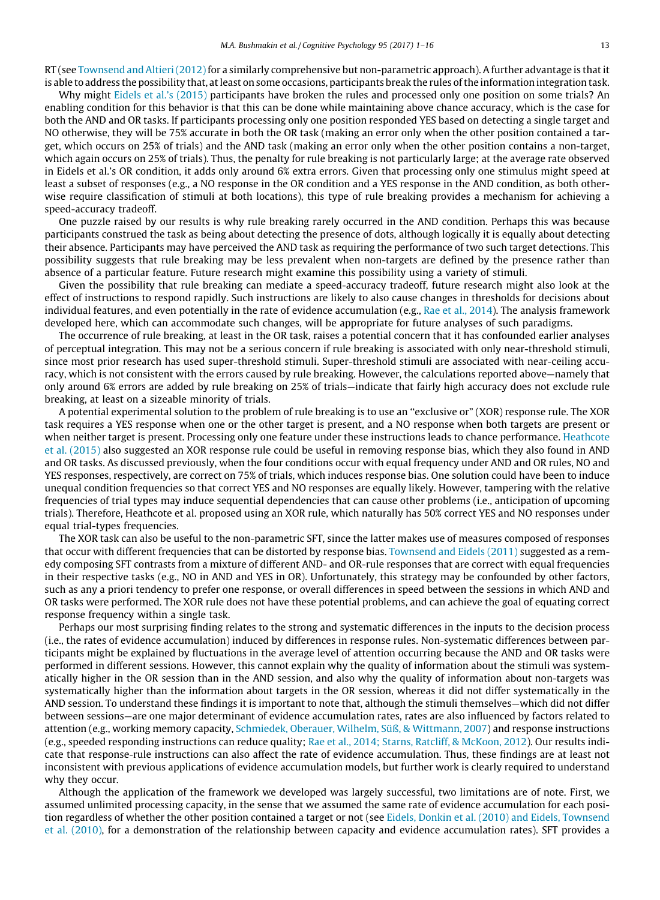RT (see Townsend and Altieri (2012) for a similarly comprehensive but non-parametric approach). A further advantage is that it is able to address the possibility that, at least on some occasions, participants break the rules of the information integration task.

Why might Eidels et al.'s (2015) participants have broken the rules and processed only one position on some trials? An enabling condition for this behavior is that this can be done while maintaining above chance accuracy, which is the case for both the AND and OR tasks. If participants processing only one position responded YES based on detecting a single target and NO otherwise, they will be 75% accurate in both the OR task (making an error only when the other position contained a target, which occurs on 25% of trials) and the AND task (making an error only when the other position contains a non-target, which again occurs on 25% of trials). Thus, the penalty for rule breaking is not particularly large; at the average rate observed in Eidels et al.'s OR condition, it adds only around 6% extra errors. Given that processing only one stimulus might speed at least a subset of responses (e.g., a NO response in the OR condition and a YES response in the AND condition, as both otherwise require classification of stimuli at both locations), this type of rule breaking provides a mechanism for achieving a speed-accuracy tradeoff.

One puzzle raised by our results is why rule breaking rarely occurred in the AND condition. Perhaps this was because participants construed the task as being about detecting the presence of dots, although logically it is equally about detecting their absence. Participants may have perceived the AND task as requiring the performance of two such target detections. This possibility suggests that rule breaking may be less prevalent when non-targets are defined by the presence rather than absence of a particular feature. Future research might examine this possibility using a variety of stimuli.

Given the possibility that rule breaking can mediate a speed-accuracy tradeoff, future research might also look at the effect of instructions to respond rapidly. Such instructions are likely to also cause changes in thresholds for decisions about individual features, and even potentially in the rate of evidence accumulation (e.g., Rae et al., 2014). The analysis framework developed here, which can accommodate such changes, will be appropriate for future analyses of such paradigms.

The occurrence of rule breaking, at least in the OR task, raises a potential concern that it has confounded earlier analyses of perceptual integration. This may not be a serious concern if rule breaking is associated with only near-threshold stimuli, since most prior research has used super-threshold stimuli. Super-threshold stimuli are associated with near-ceiling accuracy, which is not consistent with the errors caused by rule breaking. However, the calculations reported above—namely that only around 6% errors are added by rule breaking on 25% of trials—indicate that fairly high accuracy does not exclude rule breaking, at least on a sizeable minority of trials.

A potential experimental solution to the problem of rule breaking is to use an "exclusive or" (XOR) response rule. The XOR task requires a YES response when one or the other target is present, and a NO response when both targets are present or when neither target is present. Processing only one feature under these instructions leads to chance performance. Heathcote et al. (2015) also suggested an XOR response rule could be useful in removing response bias, which they also found in AND and OR tasks. As discussed previously, when the four conditions occur with equal frequency under AND and OR rules, NO and YES responses, respectively, are correct on 75% of trials, which induces response bias. One solution could have been to induce unequal condition frequencies so that correct YES and NO responses are equally likely. However, tampering with the relative frequencies of trial types may induce sequential dependencies that can cause other problems (i.e., anticipation of upcoming trials). Therefore, Heathcote et al. proposed using an XOR rule, which naturally has 50% correct YES and NO responses under equal trial-types frequencies.

The XOR task can also be useful to the non-parametric SFT, since the latter makes use of measures composed of responses that occur with different frequencies that can be distorted by response bias. Townsend and Eidels (2011) suggested as a remedy composing SFT contrasts from a mixture of different AND- and OR-rule responses that are correct with equal frequencies in their respective tasks (e.g., NO in AND and YES in OR). Unfortunately, this strategy may be confounded by other factors, such as any a priori tendency to prefer one response, or overall differences in speed between the sessions in which AND and OR tasks were performed. The XOR rule does not have these potential problems, and can achieve the goal of equating correct response frequency within a single task.

Perhaps our most surprising finding relates to the strong and systematic differences in the inputs to the decision process (i.e., the rates of evidence accumulation) induced by differences in response rules. Non-systematic differences between participants might be explained by fluctuations in the average level of attention occurring because the AND and OR tasks were performed in different sessions. However, this cannot explain why the quality of information about the stimuli was systematically higher in the OR session than in the AND session, and also why the quality of information about non-targets was systematically higher than the information about targets in the OR session, whereas it did not differ systematically in the AND session. To understand these findings it is important to note that, although the stimuli themselves—which did not differ between sessions—are one major determinant of evidence accumulation rates, rates are also influenced by factors related to attention (e.g., working memory capacity, Schmiedek, Oberauer, Wilhelm, Süß, & Wittmann, 2007) and response instructions (e.g., speeded responding instructions can reduce quality; Rae et al., 2014; Starns, Ratcliff, & McKoon, 2012). Our results indicate that response-rule instructions can also affect the rate of evidence accumulation. Thus, these findings are at least not inconsistent with previous applications of evidence accumulation models, but further work is clearly required to understand why they occur.

Although the application of the framework we developed was largely successful, two limitations are of note. First, we assumed unlimited processing capacity, in the sense that we assumed the same rate of evidence accumulation for each position regardless of whether the other position contained a target or not (see Eidels, Donkin et al. (2010) and Eidels, Townsend et al. (2010), for a demonstration of the relationship between capacity and evidence accumulation rates). SFT provides a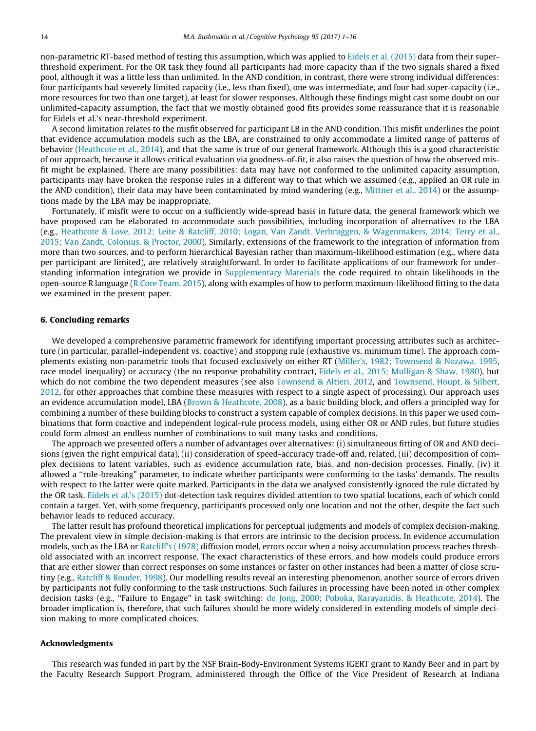non-parametric RT-based method of testing this assumption, which was applied to Eidels et al. (2015) data from their super-threshold experiment. For the OR task they found all participants had more capacity than if the two signals shared a fixed pool, although it was a little less than unlimited. In the AND condition, in contrast, there were strong individual differences: four participants had severely limited capacity (i.e., less than fixed), one was intermediate, and four had super-capacity (i.e., more resources for two than one target), at least for slower responses. Although these findings might cast some doubt on our unlimited-capacity assumption, the fact that we mostly obtained good fits provides some reassurance that it is reasonable for Eidels et al.'s near-threshold experiment.

A second limitation relates to the misfit observed for participant LB in the AND condition. This misfit underlines the point that evidence accumulation models such as the LBA, are constrained to only accommodate a limited range of patterns of behavior (Heathcote et al., 2014), and that the same is true of our general framework. Although this is a good characteristic of our approach, because it allows critical evaluation via goodness-of-fit, it also raises the question of how the observed misfit might be explained. There are many possibilities: data may have not conformed to the unlimited capacity assumption, participants may have broken the response rules in a different way to that which we assumed (e.g., applied an OR rule in the AND condition), their data may have been contaminated by mind wandering (e.g., Mittner et al., 2014) or the assumptions made by the LBA may be inappropriate.

Fortunately, if misfit were to occur on a sufficiently wide-spread basis in future data, the general framework which we have proposed can be elaborated to accommodate such possibilities, including incorporation of alternatives to the LBA (e.g., Heathcote & Love, 2012; Leite & Ratcliff, 2010; Logan, Van Zandt, Verbruggen, & Wagenmakers, 2014; Terry et al., 2015; Van Zandt, Colonius, & Proctor, 2000). Similarly, extensions of the framework to the integration of information from more than two sources, and to perform hierarchical Bayesian rather than maximum-likelihood estimation (e.g., where data per participant are limited), are relatively straightforward. In order to facilitate applications of our framework for understanding information integration we provide in Supplementary Materials the code required to obtain likelihoods in the open-source R language (R Core Team, 2015), along with examples of how to perform maximum-likelihood fitting to the data we examined in the present paper.

## 6. Concluding remarks

We developed a comprehensive parametric framework for identifying important processing attributes such as architecture (in particular, parallel-independent vs. coactive) and stopping rule (exhaustive vs. minimum time). The approach complements existing non-parametric tools that focused exclusively on either RT (Miller's, 1982; Townsend & Nozawa, 1995, race model inequality) or accuracy (the no response probability contract, Eidels et al., 2015; Mulligan & Shaw, 1980), but which do not combine the two dependent measures (see also Townsend & Altieri, 2012, and Townsend, Houpt, & Silbert, 2012, for other approaches that combine these measures with respect to a single aspect of processing). Our approach uses an evidence accumulation model, LBA (Brown & Heathcote, 2008), as a basic building block, and offers a principled way for combining a number of these building blocks to construct a system capable of complex decisions. In this paper we used combinations that form coactive and independent logical-rule process models, using either OR or AND rules, but future studies could form almost an endless number of combinations to suit many tasks and conditions.

The approach we presented offers a number of advantages over alternatives: (i) simultaneous fitting of OR and AND decisions (given the right empirical data), (ii) consideration of speed-accuracy trade-off and, related, (iii) decomposition of complex decisions to latent variables, such as evidence accumulation rate, bias, and non-decision processes. Finally, (iv) it allowed a ''rule-breaking'' parameter, to indicate whether participants were conforming to the tasks' demands. The results with respect to the latter were quite marked. Participants in the data we analysed consistently ignored the rule dictated by the OR task. Eidels et al.'s (2015) dot-detection task requires divided attention to two spatial locations, each of which could contain a target. Yet, with some frequency, participants processed only one location and not the other, despite the fact such behavior leads to reduced accuracy.

The latter result has profound theoretical implications for perceptual judgments and models of complex decision-making. The prevalent view in simple decision-making is that errors are intrinsic to the decision process. In evidence accumulation models, such as the LBA or Ratcliff's (1978) diffusion model, errors occur when a noisy accumulation process reaches threshold associated with an incorrect response. The exact characteristics of these errors, and how models could produce errors that are either slower than correct responses on some instances or faster on other instances had been a matter of close scrutiny (e.g., Ratcliff & Rouder, 1998). Our modelling results reveal an interesting phenomenon, another source of errors driven by participants not fully conforming to the task instructions. Such failures in processing have been noted in other complex decision tasks (e.g., ''Failure to Engage'' in task switching: de Jong, 2000; Poboka, Karayanidis, & Heathcote, 2014). The broader implication is, therefore, that such failures should be more widely considered in extending models of simple decision making to more complicated choices.

## Acknowledgments

This research was funded in part by the NSF Brain-Body-Environment Systems IGERT grant to Randy Beer and in part by the Faculty Research Support Program, administered through the Office of the Vice President of Research at Indiana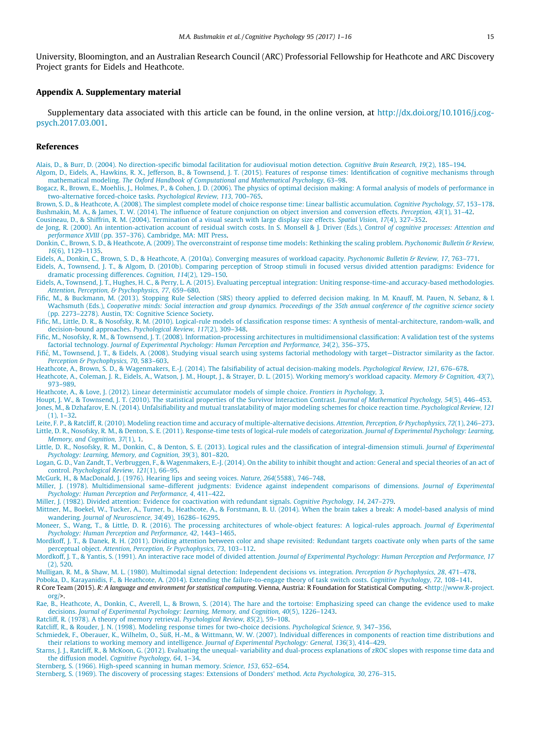University, Bloomington, and an Australian Research Council (ARC) Professorial Fellowship for Heathcote and ARC Discovery Project grants for Eidels and Heathcote.

## Appendix A. Supplementary material

Supplementary data associated with this article can be found, in the online version, at http://dx.doi.org/10.1016/j.cogpsych.2017.03.001.

## References

Alais, D., & Burr, D. (2004). No direction-specific bimodal facilitation for audiovisual motion detection. *Cognitive Brain Research, 19*(2), 185–194.

Algom, D., Eidels, A., Hawkins, R. X., Jefferson, B., & Townsend, J. T. (2015). Features of response times: Identification of cognitive mechanisms through mathematical modeling. *The Oxford Handbook of Computational and Mathematical Psychology*, 63–98.

Bogacz, R., Brown, E., Moehlis, J., Holmes, P., & Cohen, J. D. (2006). The physics of optimal decision making: A formal analysis of models of performance in two-alternative forced-choice tasks. *Psychological Review, 113*, 700–765.

Brown, S. D., & Heathcote, A. (2008). The simplest complete model of choice response time: Linear ballistic accumulation. *Cognitive Psychology, 57*, 153–178.

Bushmakin, M. A., & James, T. W. (2014). The influence of feature conjunction on object inversion and conversion effects. *Perception, 43*(1), 31–42.

Cousineau, D., & Shiffrin, R. M. (2004). Termination of a visual search with large display size effects. *Spatial Vision, 17*(4), 327–352.

de Jong, R. (2000). An intention-activation account of residual switch costs. In S. Monsell & J. Driver (Eds.), *Control of cognitive processes: Attention and performance XVIII* (pp. 357–376). Cambridge, MA: MIT Press.

Donkin, C., Brown, S. D., & Heathcote, A. (2009). The overconstraint of response time models: Rethinking the scaling problem. *Psychonomic Bulletin & Review, 16*(6), 1129–1135.

Eidels, A., Donkin, C., Brown, S. D., & Heathcote, A. (2010a). Converging measures of workload capacity. *Psychonomic Bulletin & Review, 17*, 763–771.

Eidels, A., Townsend, J. T., & Algom, D. (2010b). Comparing perception of Stroop stimuli in focused versus divided attention paradigms: Evidence for dramatic processing differences. *Cognition, 114*(2), 129–150.

Eidels, A., Townsend, J. T., Hughes, H. C., & Perry, L. A. (2015). Evaluating perceptual integration: Uniting response-time-and accuracy-based methodologies. *Attention, Perception, & Psychophysics, 77*, 659–680.

Fific, M., & Buckmann, M. (2013). Stopping Rule Selection (SRS) theory applied to deferred decision making. In M. Knauff, M. Pauen, N. Sebanz, & I. Wachsmuth (Eds.), *Cooperative minds: Social interaction and group dynamics. Proceedings of the 35th annual conference of the cognitive science society* (pp. 2273–2278). Austin, TX: Cognitive Science Society.

Fific, M., Little, D. R., & Nosofsky, R. M. (2010). Logical-rule models of classification response times: A synthesis of mental-architecture, random-walk, and decision-bound approaches. *Psychological Review, 117*(2), 309–348.

Fific, M., Nosofsky, R. M., & Townsend, J. T. (2008). Information-processing architectures in multidimensional classification: A validation test of the systems factorial technology. *Journal of Experimental Psychology: Human Perception and Performance, 34*(2), 356–375.

Fifić, M., Townsend, J. T., & Eidels, A. (2008). Studying visual search using systems factorial methodology with target—Distractor similarity as the factor. *Perception & Psychophysics, 70*, 583–603.

Heathcote, A., Brown, S. D., & Wagenmakers, E.-J. (2014). The falsifiability of actual decision-making models. *Psychological Review, 121*, 676–678.

Heathcote, A., Coleman, J. R., Eidels, A., Watson, J. M., Houpt, J., & Strayer, D. L. (2015). Working memory's workload capacity. *Memory & Cognition, 43*(7), 973–989.

Heathcote, A., & Love, J. (2012). Linear deterministic accumulator models of simple choice. *Frontiers in Psychology, 3*.

Houpt, J. W., & Townsend, J. T. (2010). The statistical properties of the Survivor Interaction Contrast. *Journal of Mathematical Psychology, 54*(5), 446–453.

Jones, M., & Dzhafarov, E. N. (2014). Unfalsifiability and mutual translatability of major modeling schemes for choice reaction time. *Psychological Review, 121*(1), 1–32.

Leite, F. P., & Ratcliff, R. (2010). Modeling reaction time and accuracy of multiple-alternative decisions. *Attention, Perception, & Psychophysics, 72*(1), 246–273.

Little, D. R., Nosofsky, R. M., & Denton, S. E. (2011). Response-time tests of logical-rule models of categorization. *Journal of Experimental Psychology: Learning, Memory, and Cognition, 37*(1), 1.

Little, D. R., Nosofsky, R. M., Donkin, C., & Denton, S. E. (2013). Logical rules and the classification of integral-dimension stimuli. *Journal of Experimental Psychology: Learning, Memory, and Cognition, 39*(3), 801–820.

Logan, G. D., Van Zandt, T., Verbruggen, F., & Wagenmakers, E.-J. (2014). On the ability to inhibit thought and action: General and special theories of an act of control. *Psychological Review, 121*(1), 66–95.

McGurk, H., & MacDonald, J. (1976). Hearing lips and seeing voices. *Nature, 264*(5588), 746–748.

Miller, J. (1978). Multidimensional same–different judgments: Evidence against independent comparisons of dimensions. *Journal of Experimental Psychology: Human Perception and Performance, 4*, 411–422.

Miller, J. (1982). Divided attention: Evidence for coactivation with redundant signals. *Cognitive Psychology, 14*, 247–279.

Mittner, M., Boekel, W., Tucker, A., Turner, b., Heathcote, A., & Forstmann, B. U. (2014). When the brain takes a break: A model-based analysis of mind wandering. *Journal of Neuroscience, 34*(49), 16286–16295.

Moneer, S., Wang, T., & Little, D. R. (2016). The processing architectures of whole-object features: A logical-rules approach. *Journal of Experimental Psychology: Human Perception and Performance, 42*, 1443–1465.

Mordkoff, J. T., & Danek, R. H. (2011). Dividing attention between color and shape revisited: Redundant targets coactivate only when parts of the same perceptual object. *Attention, Perception, & Psychophysics, 73*, 103–112.

Mordkoff, J. T., & Yantis, S. (1991). An interactive race model of divided attention. *Journal of Experimental Psychology: Human Perception and Performance, 17*(2), 520.

Mulligan, R. M., & Shaw, M. L. (1980). Multimodal signal detection: Independent decisions vs. integration. *Perception & Psychophysics, 28*, 471–478.

Poboka, D., Karayanidis, F., & Heathcote, A. (2014). Extending the failure-to-engage theory of task switch costs. *Cognitive Psychology, 72*, 108–141.

R Core Team (2015). *R: A language and environment for statistical computing*. Vienna, Austria: R Foundation for Statistical Computing. <http://www.R-project.org/>.

Rae, B., Heathcote, A., Donkin, C., Averell, L., & Brown, S. (2014). The hare and the tortoise: Emphasizing speed can change the evidence used to make decisions. *Journal of Experimental Psychology: Learning, Memory, and Cognition, 40*(5), 1226–1243.

Ratcliff, R. (1978). A theory of memory retrieval. *Psychological Review, 85*(2), 59–108.

Ratcliff, R., & Rouder, J. N. (1998). Modeling response times for two-choice decisions. *Psychological Science, 9*, 347–356.

Schmiedek, F., Oberauer, K., Wilhelm, O., Süß, H.-M., & Wittmann, W. W. (2007). Individual differences in components of reaction time distributions and their relations to working memory and intelligence. *Journal of Experimental Psychology: General, 136*(3), 414–429.

Starns, J. J., Ratcliff, R., & McKoon, G. (2012). Evaluating the unequal- variability and dual-process explanations of zROC slopes with response time data and the diffusion model. *Cognitive Psychology, 64*, 1–34.

Sternberg, S. (1966). High-speed scanning in human memory. *Science, 153*, 652–654.

Sternberg, S. (1969). The discovery of processing stages: Extensions of Donders' method. *Acta Psychologica, 30*, 276–315.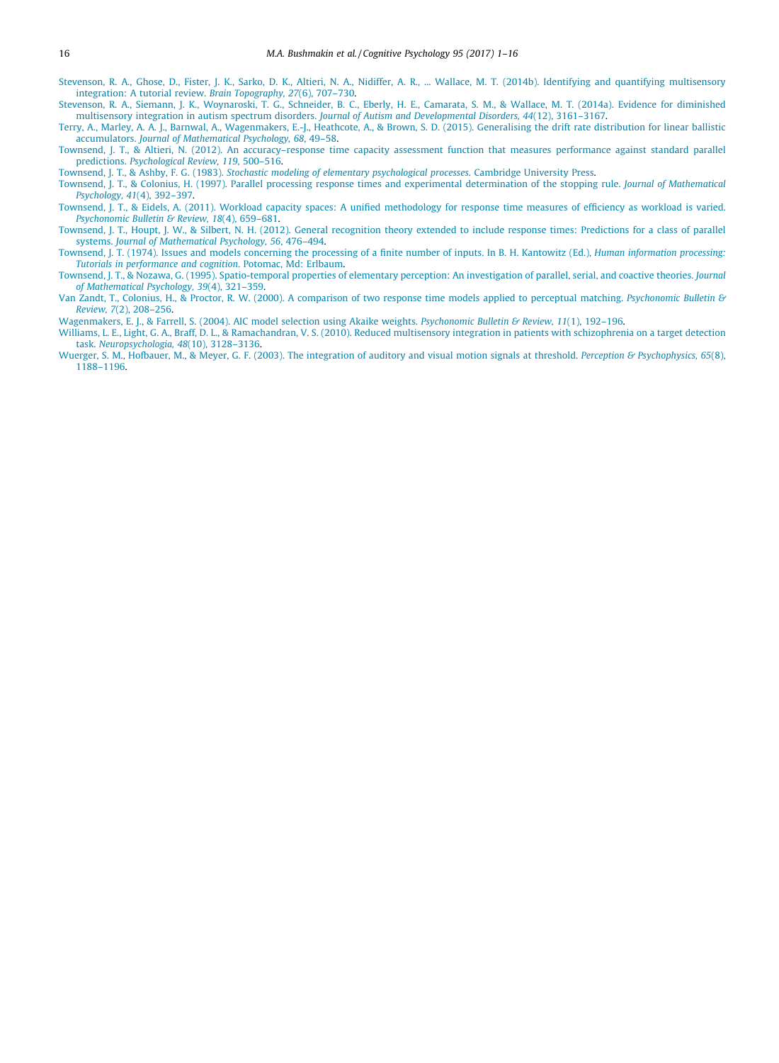Stevenson, R. A., Ghose, D., Fister, J. K., Sarko, D. K., Altieri, N. A., Nidiffer, A. R., ... Wallace, M. T. (2014b). Identifying and quantifying multisensory integration: A tutorial review. *Brain Topography, 27*(6), 707–730.

Stevenson, R. A., Siemann, J. K., Woynaroski, T. G., Schneider, B. C., Eberly, H. E., Camarata, S. M., & Wallace, M. T. (2014a). Evidence for diminished multisensory integration in autism spectrum disorders. *Journal of Autism and Developmental Disorders, 44*(12), 3161–3167.

Terry, A., Marley, A. A. J., Barnwal, A., Wagenmakers, E.-J., Heathcote, A., & Brown, S. D. (2015). Generalising the drift rate distribution for linear ballistic accumulators. *Journal of Mathematical Psychology, 68*, 49–58.

Townsend, J. T., & Altieri, N. (2012). An accuracy–response time capacity assessment function that measures performance against standard parallel predictions. *Psychological Review, 119*, 500–516.

Townsend, J. T., & Ashby, F. G. (1983). *Stochastic modeling of elementary psychological processes*. Cambridge University Press.

Townsend, J. T., & Colonius, H. (1997). Parallel processing response times and experimental determination of the stopping rule. *Journal of Mathematical Psychology, 41*(4), 392–397.

Townsend, J. T., & Eidels, A. (2011). Workload capacity spaces: A unified methodology for response time measures of efficiency as workload is varied. *Psychonomic Bulletin & Review, 18*(4), 659–681.

Townsend, J. T., Houpt, J. W., & Silbert, N. H. (2012). General recognition theory extended to include response times: Predictions for a class of parallel systems. *Journal of Mathematical Psychology, 56*, 476–494.

Townsend, J. T. (1974). Issues and models concerning the processing of a finite number of inputs. In B. H. Kantowitz (Ed.), *Human information processing: Tutorials in performance and cognition*. Potomac, Md: Erlbaum.

Townsend, J. T., & Nozawa, G. (1995). Spatio-temporal properties of elementary perception: An investigation of parallel, serial, and coactive theories. *Journal of Mathematical Psychology, 39*(4), 321–359.

Van Zandt, T., Colonius, H., & Proctor, R. W. (2000). A comparison of two response time models applied to perceptual matching. *Psychonomic Bulletin & Review, 7*(2), 208–256.

Wagenmakers, E. J., & Farrell, S. (2004). AIC model selection using Akaike weights. *Psychonomic Bulletin & Review, 11*(1), 192–196.

Williams, L. E., Light, G. A., Braff, D. L., & Ramachandran, V. S. (2010). Reduced multisensory integration in patients with schizophrenia on a target detection task. *Neuropsychologia, 48*(10), 3128–3136.

Wuerger, S. M., Hofbauer, M., & Meyer, G. F. (2003). The integration of auditory and visual motion signals at threshold. *Perception & Psychophysics, 65*(8), 1188–1196.